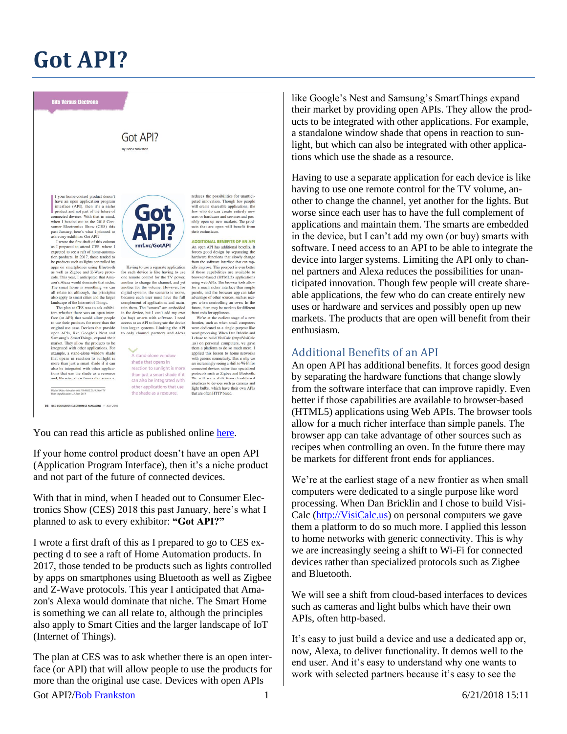# Got API?

You can read this article as published online here.

If your home control product doesn't have an open API (Application Program Interface), then it's a niche product and not part of the future of connected devices.

With that in mind, when I headed out to Consumer Electronics Show (CES) 2018 this past January, here's what I planned to ask to every exhibitor: **"Got API?"**

I wrote a first draft of this as I prepared to go to CES expecting d to see a raft of Home Automation products. In 2017, those tended to be products such as lights controlled by apps on smartphones using Bluetooth as well as Zigbee and Z-Wave protocols. This year I anticipated that Amazon's Alexa would dominate that niche. The Smart Home is something we can all relate to, although the principles also apply to Smart Cities and the larger landscape of IoT (Internet of Things).

The plan at CES was to ask whether there is an open interface (or API) that will allow people to use the products for more than the original use case. Devices with open APIs like Google's Nest and Samsung's SmartThings expand their market by providing open APIs. They allow the products to be integrated with other applications. For example, a standalone window shade that opens in reaction to sunlight, but which can also be integrated with other applications which use the shade as a resource.

Having to use a separate application for each device is like having to use one remote control for the TV volume, another to change the channel, yet another for the lights. But worse since each user has to have the full complement of applications and maintain them. The smarts are embedded in the device, but I can't add my own (or buy) smarts with software. I need access to an API to be able to integrate the device into larger systems. Limiting the API only to channel partners and Alexa reduces the possibilities for unanticipated innovation. Though few people will create shareable applications, the few who do can create entirely new uses or hardware and services and possibly open up new markets. The products that are open will benefit from their enthusiasm.

## Additional Benefits of an API

An open API has additional benefits. It forces good design by separating the hardware functions that change slowly from the software interface that can improve rapidly. Even better if those capabilities are available to browser-based (HTML5) applications using Web APIs. The browser tools allow for a much richer interface than simple panels. The browser app can take advantage of other sources such as recipes when controlling an oven. In the future there may be markets for different front ends for appliances.

We're at the earliest stage of a new frontier as when small computers were dedicated to a single purpose like word processing. When Dan Bricklin and I chose to build VisiCalc (http://VisiCalc.us) on personal computers we gave them a platform to do so much more. I applied this lesson to home networks with generic connectivity. This is why we are increasingly seeing a shift to Wi-Fi for connected devices rather than specialized protocols such as Zigbee and Bluetooth.

We will see a shift from cloud-based interfaces to devices such as cameras and light bulbs which have their own APIs, often http-based.

It's easy to just build a device and use a dedicated app or, now, Alexa, to deliver functionality. It demos well to the end user. And it's easy to understand why one wants to work with selected partners because it's easy to see the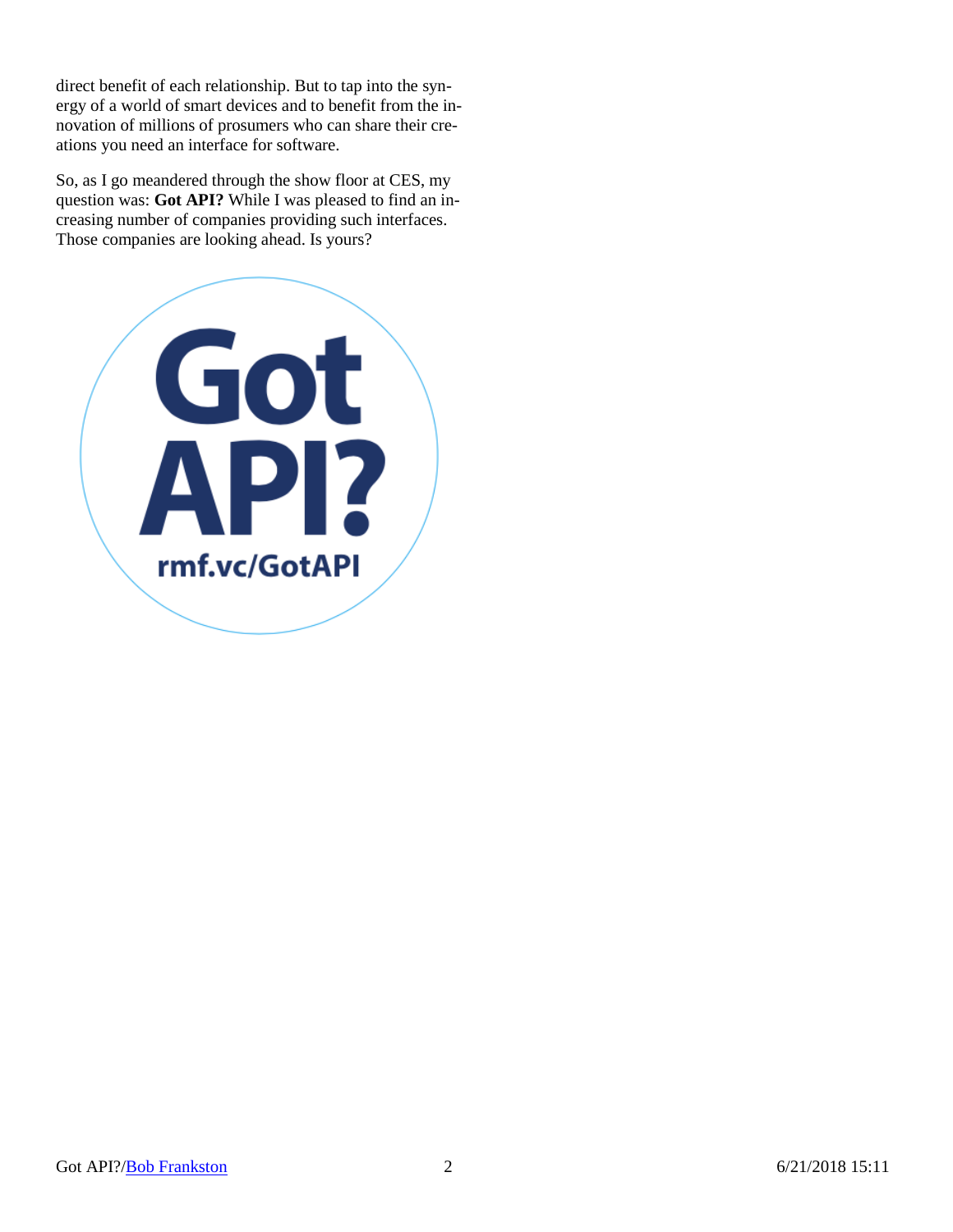direct benefit of each relationship. But to tap into the synergy of a world of smart devices and to benefit from the innovation of millions of prosumers who can share their creations you need an interface for software.

So, as I go meandered through the show floor at CES, my question was: **Got API?** While I was pleased to find an increasing number of companies providing such interfaces. Those companies are looking ahead. Is yours?

Got
API?
rmf.vc/GotAPI